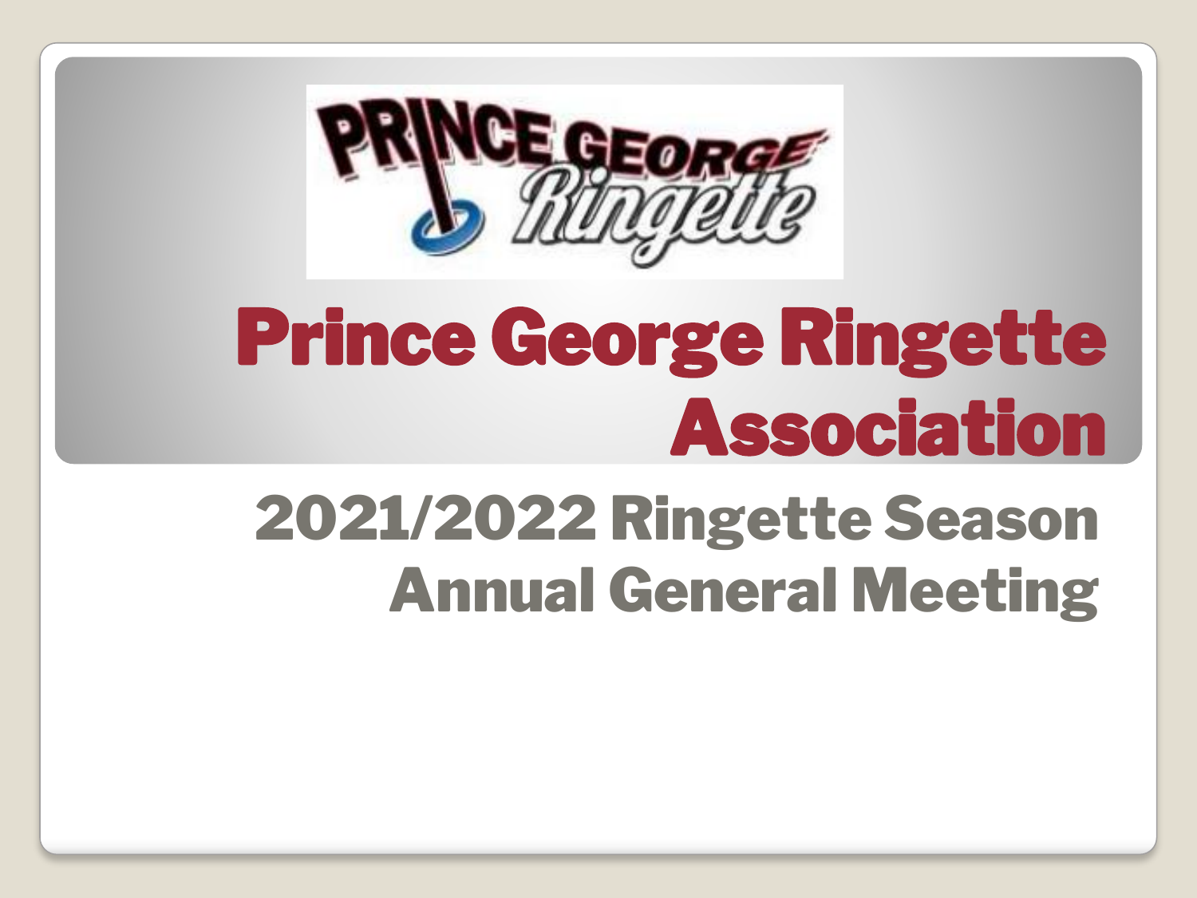# Prince George Ringette Association

## 2021/2022 Ringette Season Annual General Meeting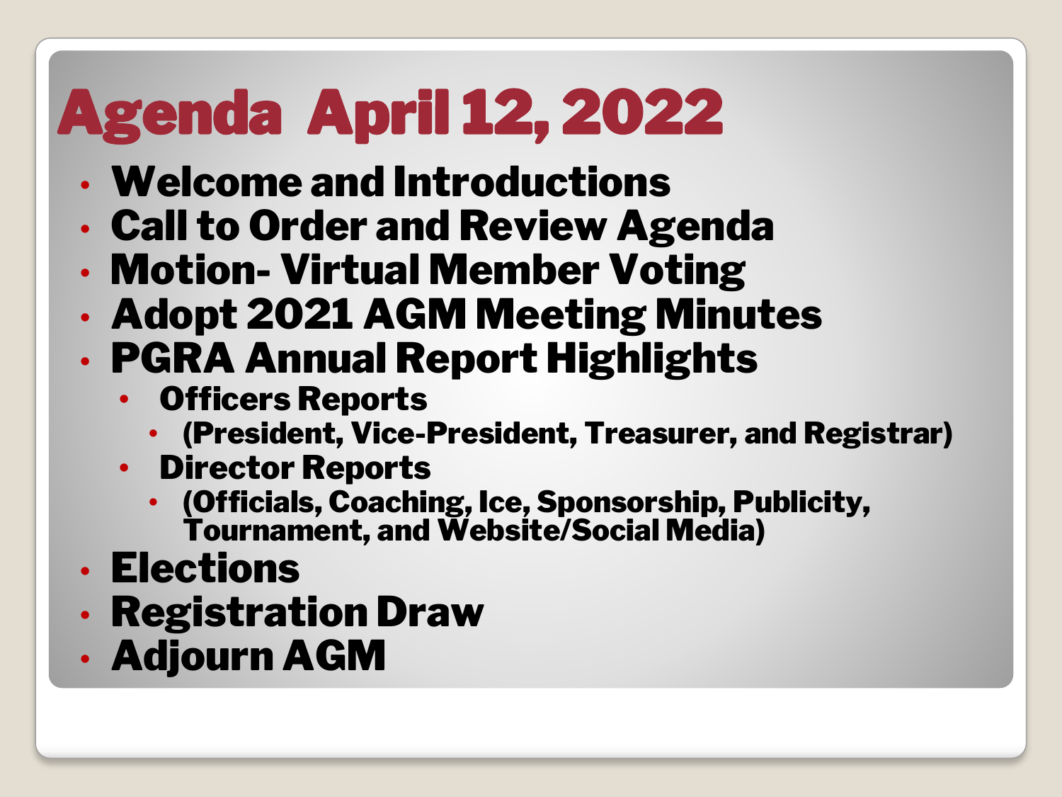# Agenda April 12, 2022

- **Welcome and Introductions**
- **Call to Order and Review Agenda**
- **Motion- Virtual Member Voting**
- **Adopt 2021 AGM Meeting Minutes**
- **PGRA Annual Report Highlights**
  - **Officers Reports**
    - **(President, Vice-President, Treasurer, and Registrar)**
  - **Director Reports**
    - **(Officials, Coaching, Ice, Sponsorship, Publicity, Tournament, and Website/Social Media)**
- **Elections**
- **Registration Draw**
- **Adjourn AGM**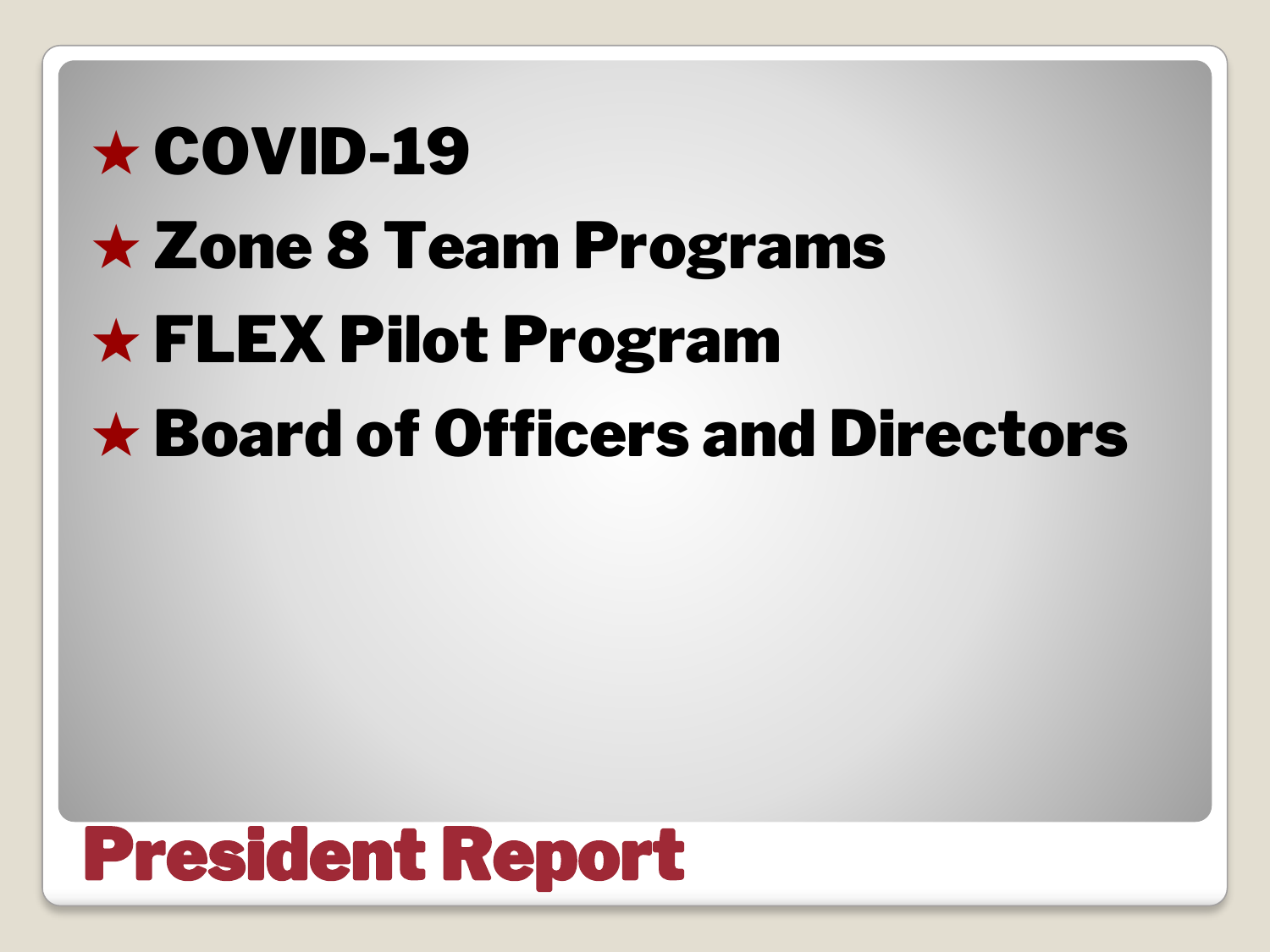# President Report

- ★ COVID-19
- ★ Zone 8 Team Programs
- ★ FLEX Pilot Program
- ★ Board of Officers and Directors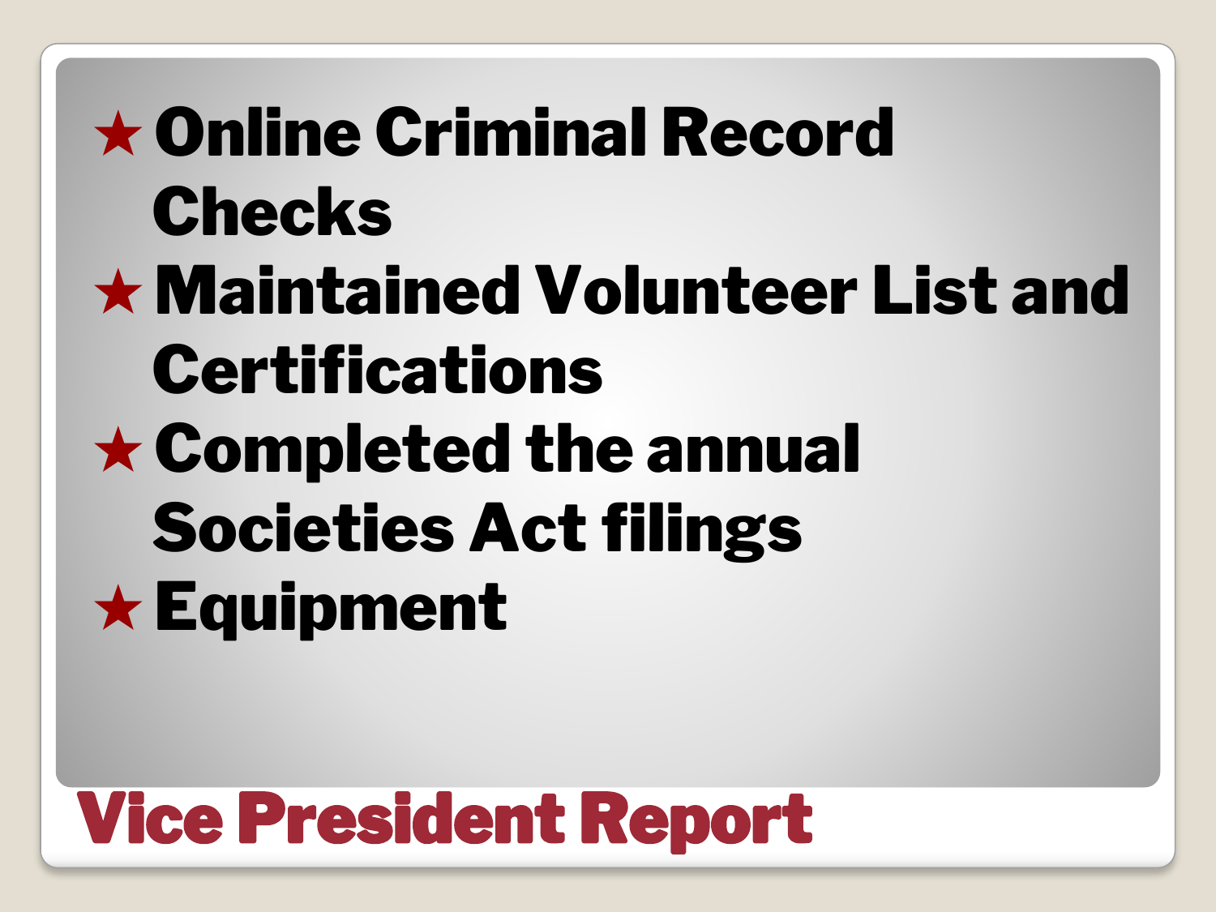# Vice President Report

- Online Criminal Record Checks
- Maintained Volunteer List and Certifications
- Completed the annual Societies Act filings
- Equipment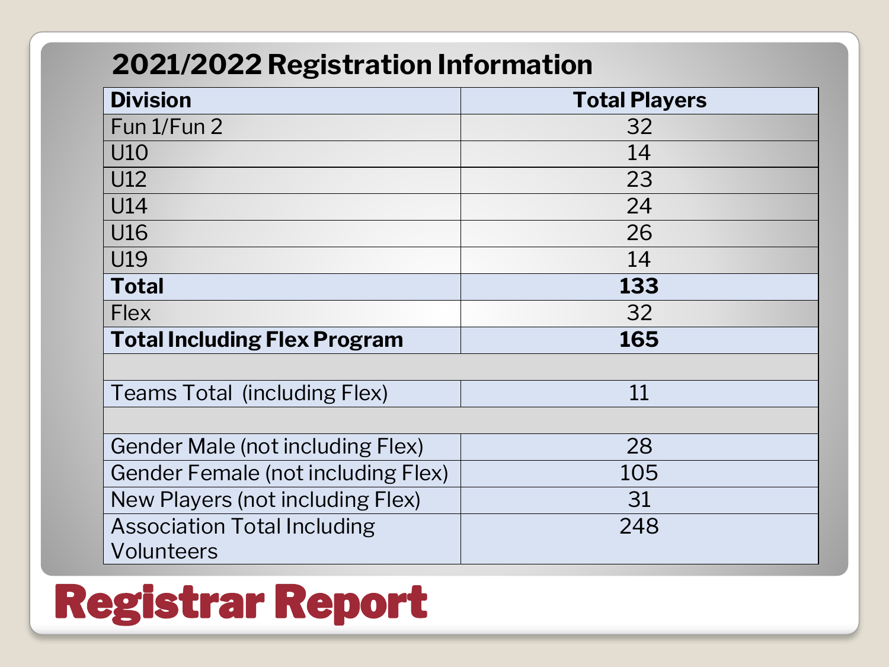# Registrar Report

## 2021/2022 Registration Information

| Division | Total Players |
|---|---|
| Fun 1/Fun 2 | 32 |
| U10 | 14 |
| U12 | 23 |
| U14 | 24 |
| U16 | 26 |
| U19 | 14 |
| **Total** | **133** |
| Flex | 32 |
| **Total Including Flex Program** | **165** |
| | |
| Teams Total (including Flex) | 11 |
| | |
| Gender Male (not including Flex) | 28 |
| Gender Female (not including Flex) | 105 |
| New Players (not including Flex) | 31 |
| Association Total Including Volunteers | 248 |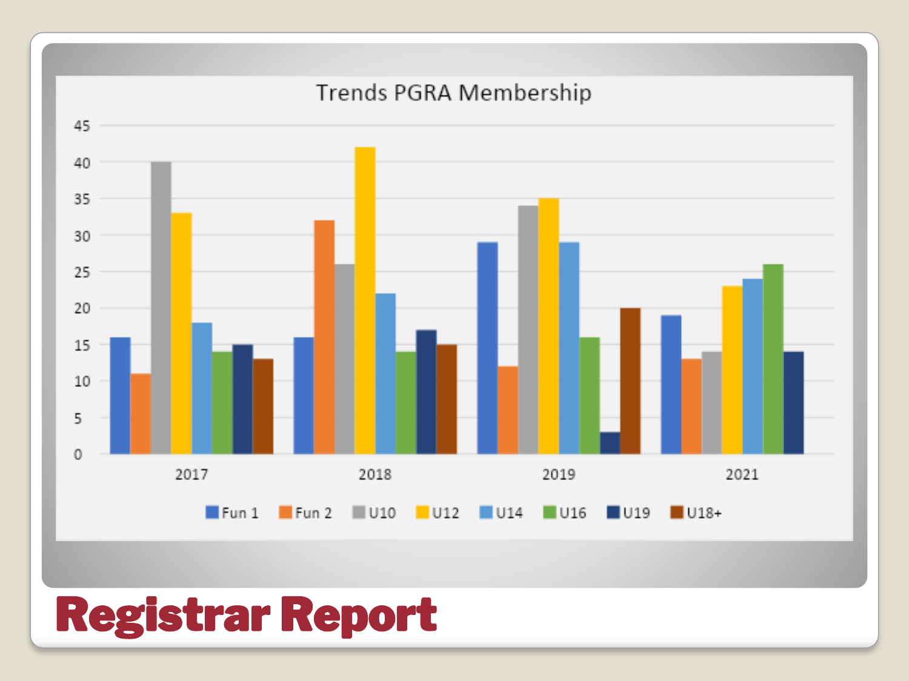# Trends PGRA Membership

| Year | Fun 1 | Fun 2 | U10 | U12 | U14 | U16 | U19 | U18+ |
|---|---|---|---|---|---|---|---|---|
| 2017 | 16 | 11 | 40 | 33 | 18 | 14 | 15 | 13 |
| 2018 | 16 | 32 | 26 | 42 | 22 | 14 | 17 | 15 |
| 2019 | 29 | 12 | 34 | 35 | 29 | 16 | 3 | 20 |
| 2021 | 19 | 13 | 14 | 23 | 24 | 26 | 14 | |

# Registrar Report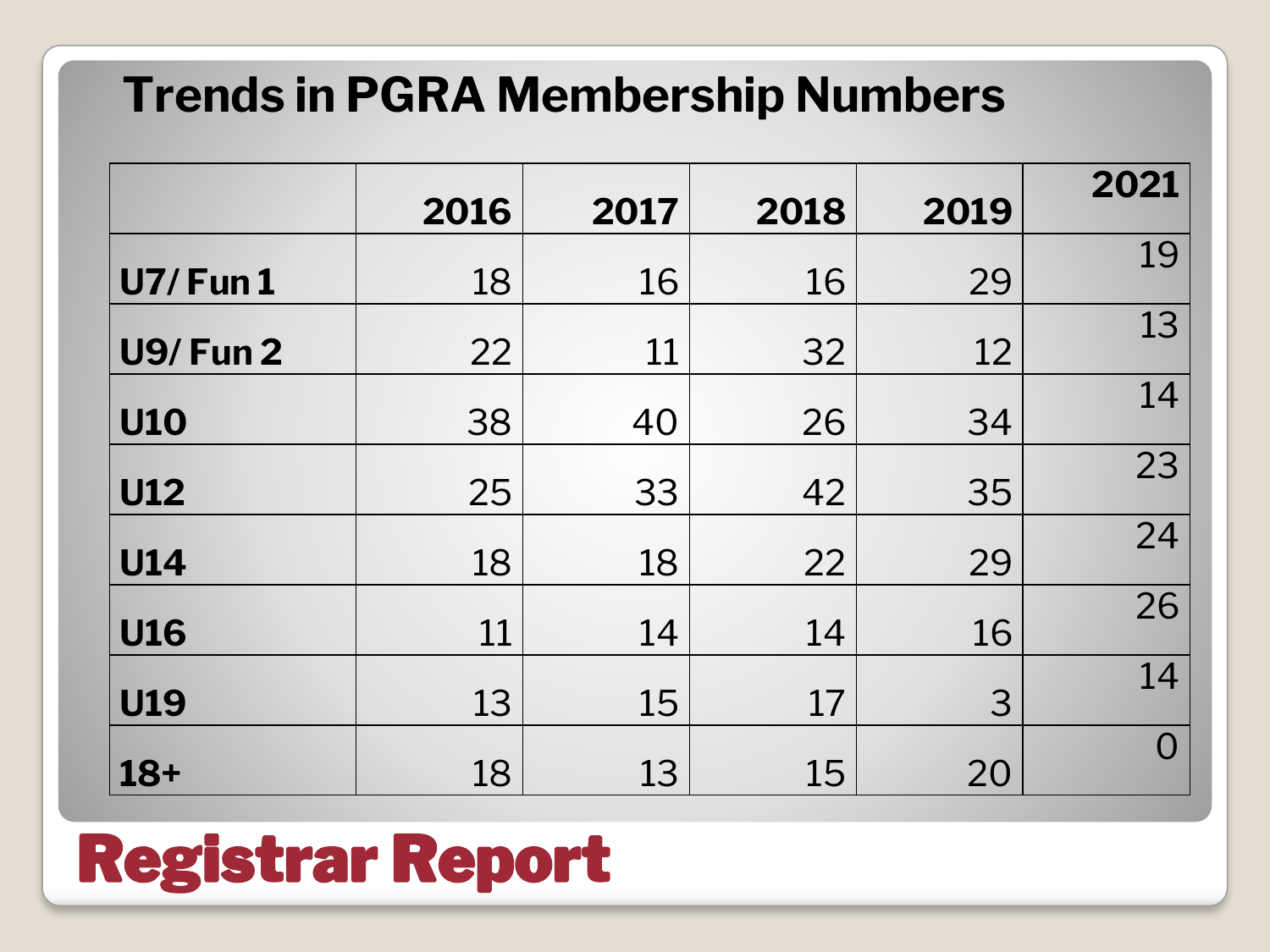# Trends in PGRA Membership Numbers

| | 2016 | 2017 | 2018 | 2019 | 2021 |
|---|---|---|---|---|---|
| **U7/ Fun 1** | 18 | 16 | 16 | 29 | 19 |
| **U9/ Fun 2** | 22 | 11 | 32 | 12 | 13 |
| **U10** | 38 | 40 | 26 | 34 | 14 |
| **U12** | 25 | 33 | 42 | 35 | 23 |
| **U14** | 18 | 18 | 22 | 29 | 24 |
| **U16** | 11 | 14 | 14 | 16 | 26 |
| **U19** | 13 | 15 | 17 | 3 | 14 |
| **18+** | 18 | 13 | 15 | 20 | 0 |

## Registrar Report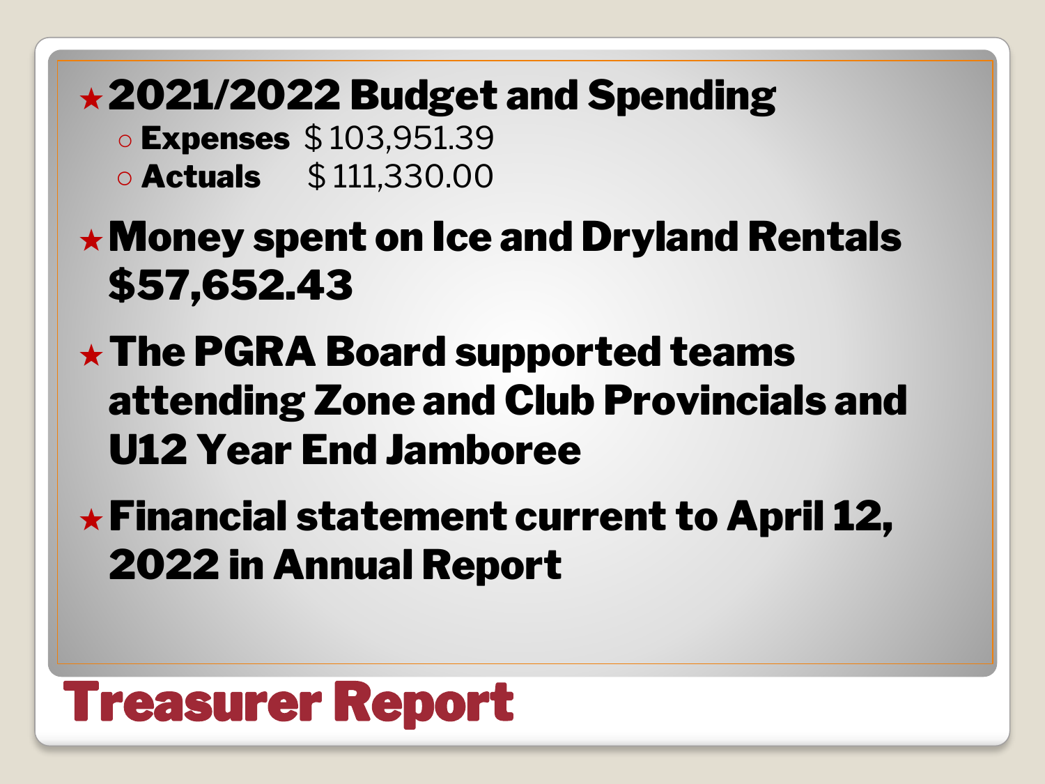# Treasurer Report

- **2021/2022 Budget and Spending**
  - **Expenses** $ 103,951.39
  - **Actuals** $ 111,330.00
- **Money spent on Ice and Dryland Rentals $57,652.43**
- **The PGRA Board supported teams attending Zone and Club Provincials and U12 Year End Jamboree**
- **Financial statement current to April 12, 2022 in Annual Report**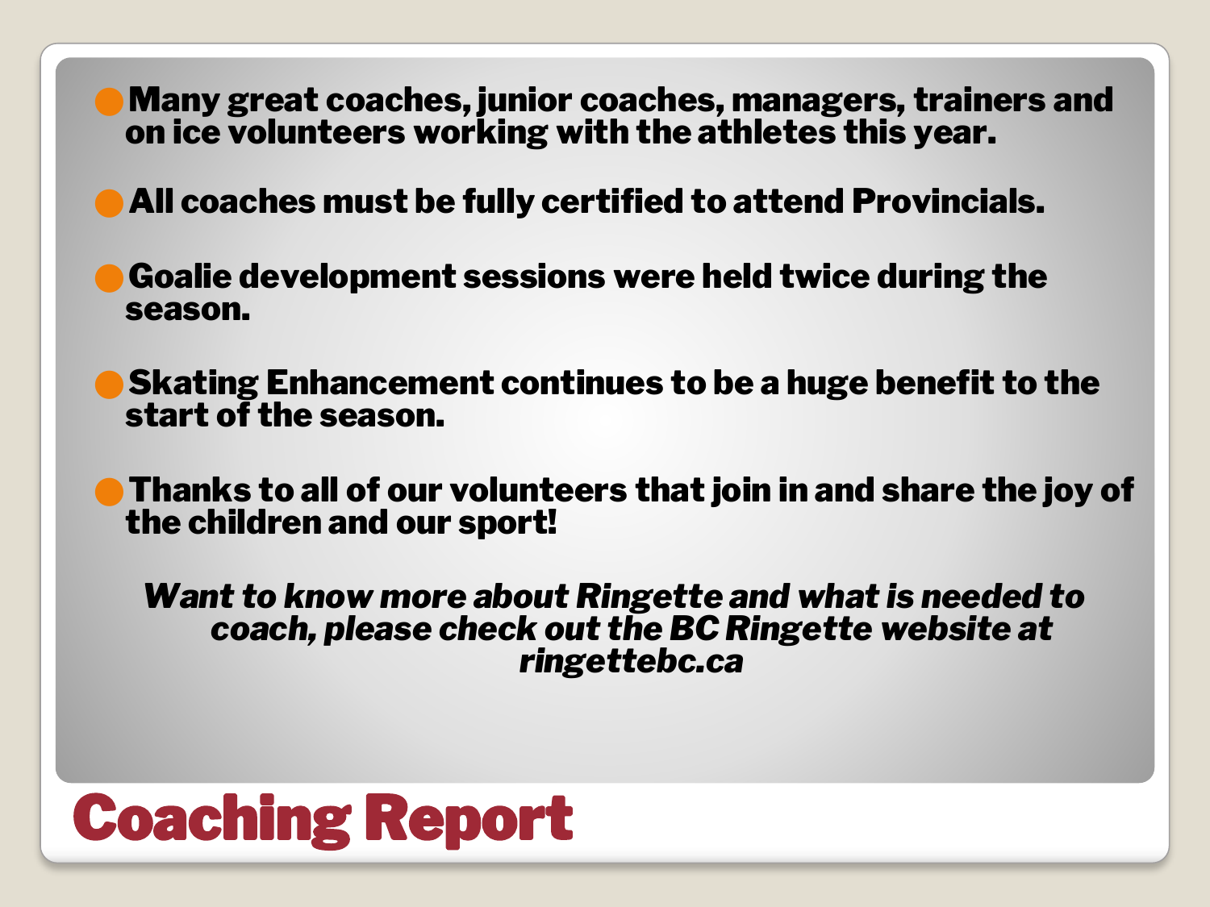# Coaching Report

- Many great coaches, junior coaches, managers, trainers and on ice volunteers working with the athletes this year.
- All coaches must be fully certified to attend Provincials.
- Goalie development sessions were held twice during the season.
- Skating Enhancement continues to be a huge benefit to the start of the season.
- Thanks to all of our volunteers that join in and share the joy of the children and our sport!

*Want to know more about Ringette and what is needed to coach, please check out the BC Ringette website at ringettebc.ca*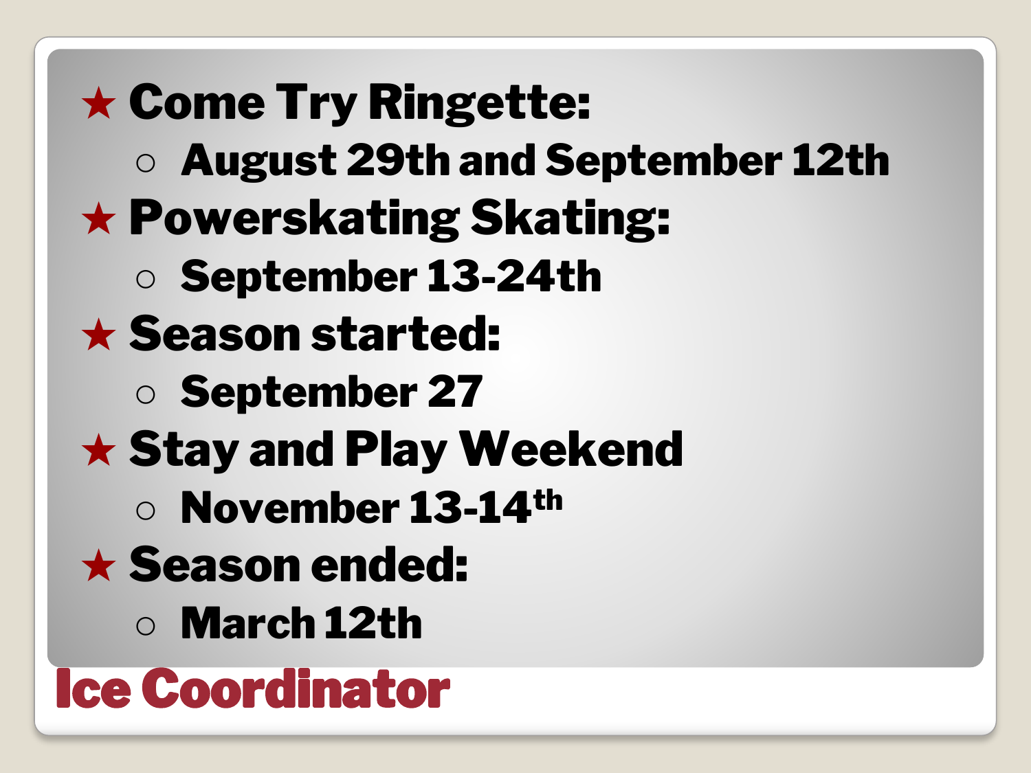# Ice Coordinator

- **Come Try Ringette:**
  - **August 29th and September 12th**
- **Powerskating Skating:**
  - **September 13-24th**
- **Season started:**
  - **September 27**
- **Stay and Play Weekend**
  - **November 13-14th**
- **Season ended:**
  - **March 12th**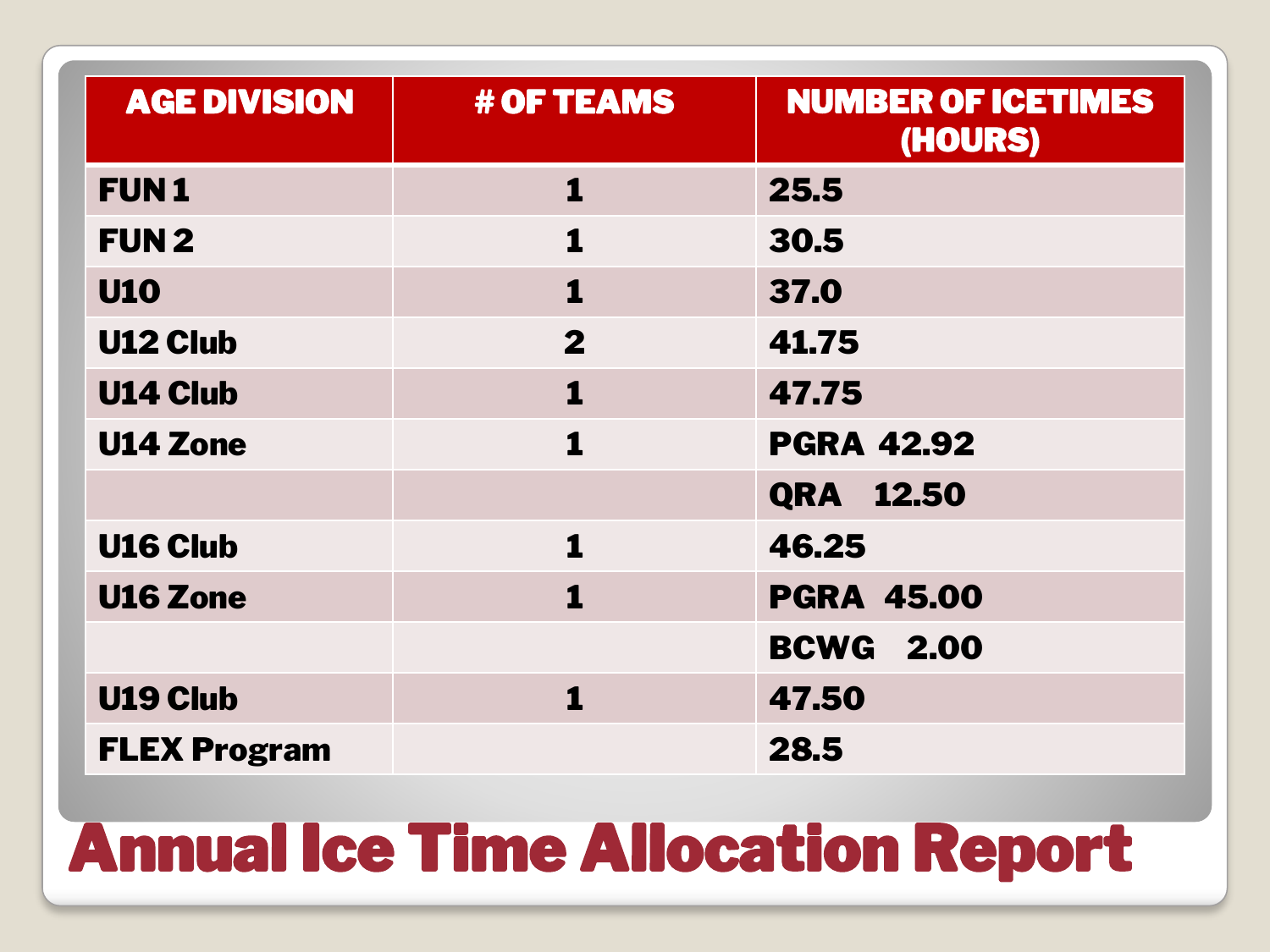| AGE DIVISION | # OF TEAMS | NUMBER OF ICETIMES (HOURS) |
|---|---|---|
| FUN 1 | 1 | 25.5 |
| FUN 2 | 1 | 30.5 |
| U10 | 1 | 37.0 |
| U12 Club | 2 | 41.75 |
| U14 Club | 1 | 47.75 |
| U14 Zone | 1 | PGRA 42.92 |
| | | QRA 12.50 |
| U16 Club | 1 | 46.25 |
| U16 Zone | 1 | PGRA 45.00 |
| | | BCWG 2.00 |
| U19 Club | 1 | 47.50 |
| FLEX Program | | 28.5 |

# Annual Ice Time Allocation Report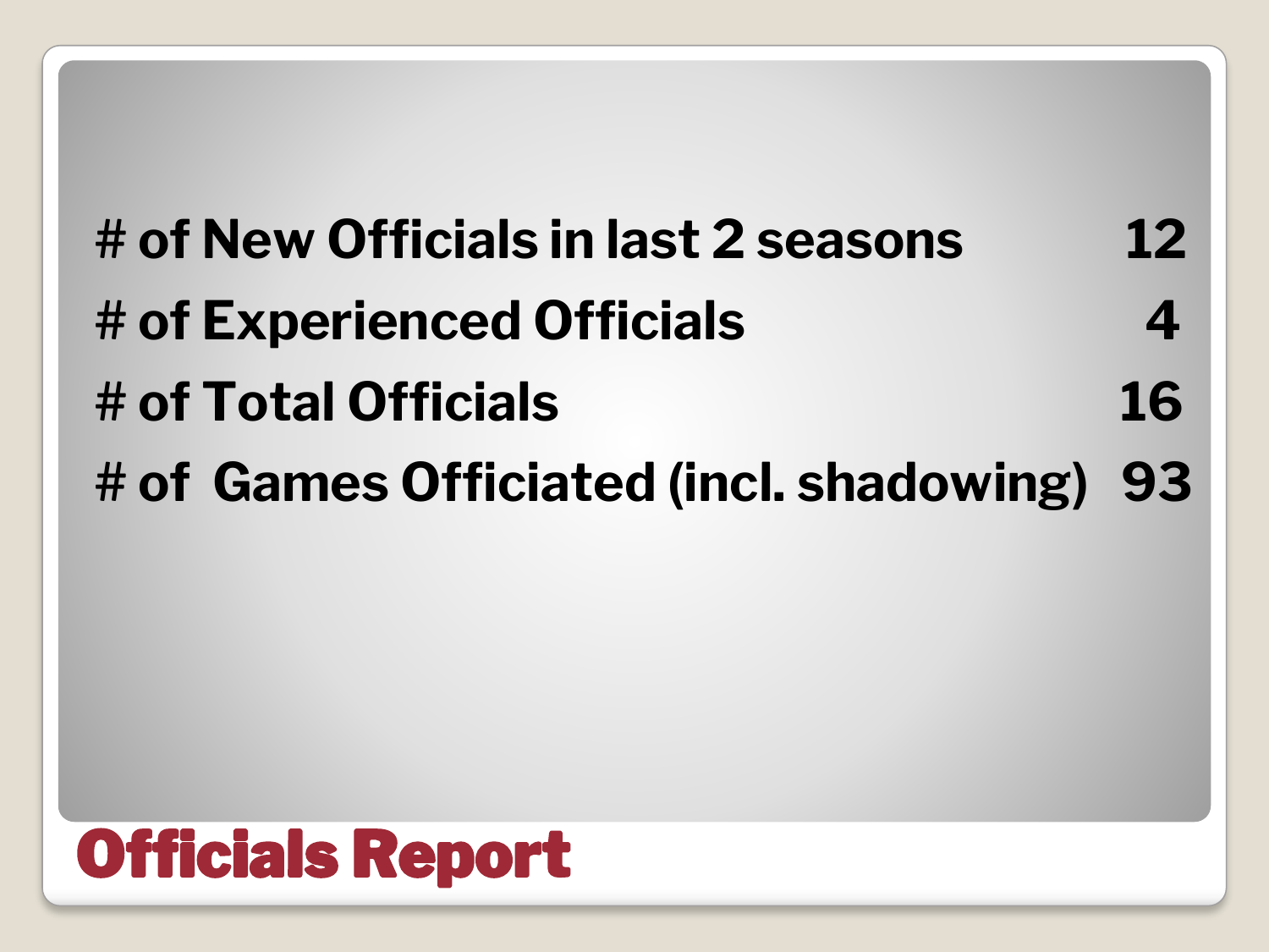# Officials Report

| | |
|---|---|
| # of New Officials in last 2 seasons | 12 |
| # of Experienced Officials | 4 |
| # of Total Officials | 16 |
| # of Games Officiated (incl. shadowing) | 93 |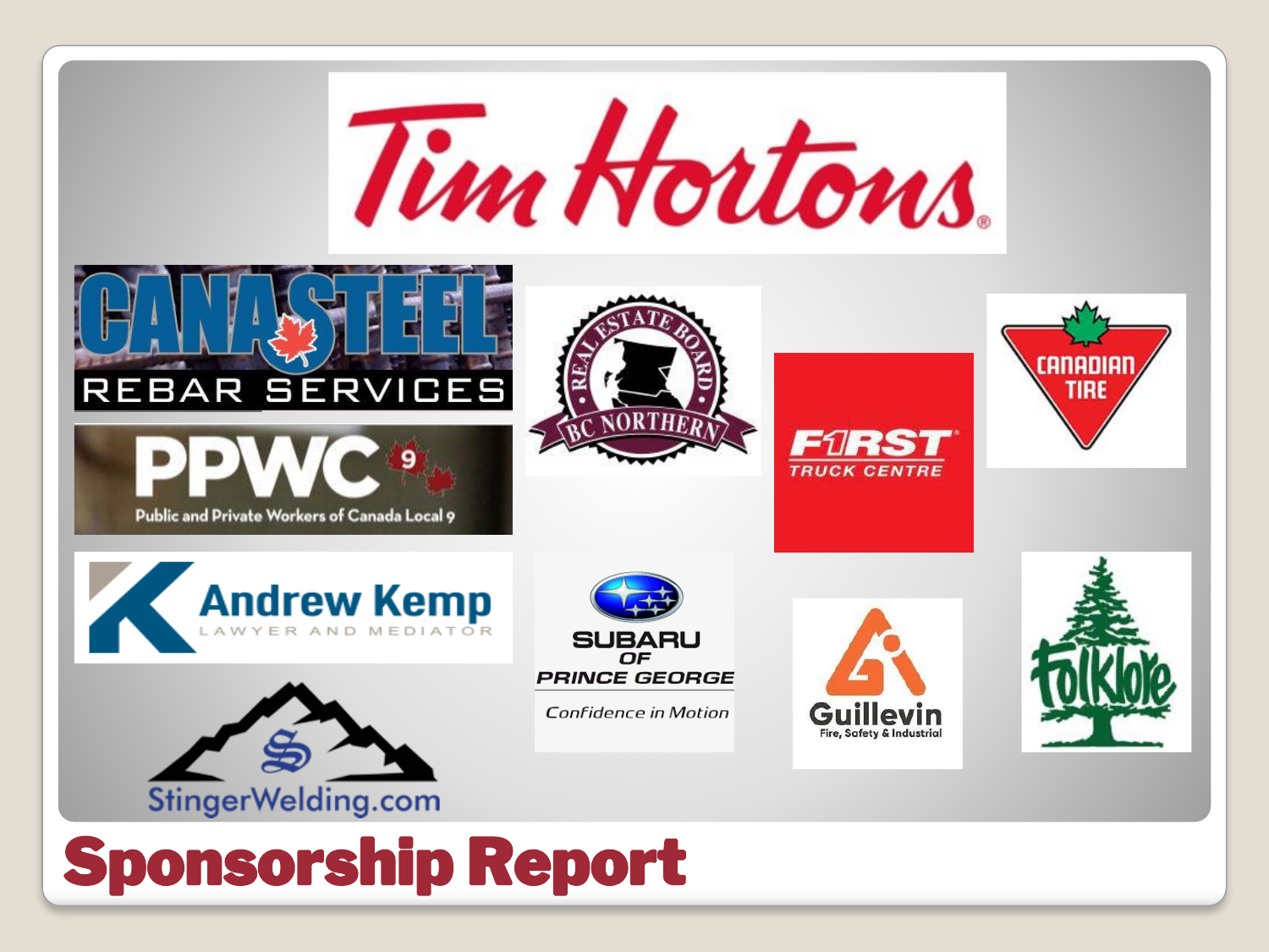# Sponsorship Report

Tim Hortons

CANASTEEL REBAR SERVICES

REAL ESTATE BOARD BC NORTHERN

F1RST TRUCK CENTRE

CANADIAN TIRE

PPWC 9 Public and Private Workers of Canada Local 9

Andrew Kemp LAWYER AND MEDIATOR

SUBARU OF PRINCE GEORGE Confidence in Motion

Guillevin Fire, Safety & Industrial

Folklore

StingerWelding.com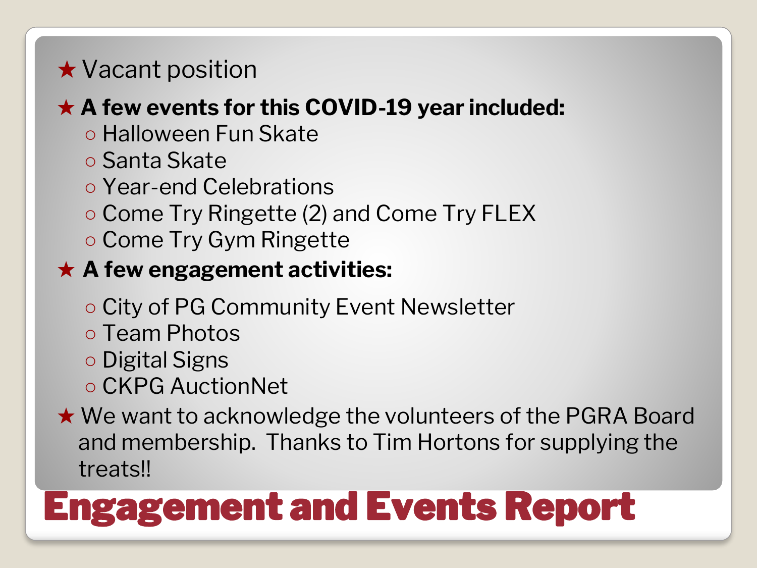# Engagement and Events Report

- Vacant position
- **A few events for this COVID-19 year included:**
  - Halloween Fun Skate
  - Santa Skate
  - Year-end Celebrations
  - Come Try Ringette (2) and Come Try FLEX
  - Come Try Gym Ringette
- **A few engagement activities:**
  - City of PG Community Event Newsletter
  - Team Photos
  - Digital Signs
  - CKPG AuctionNet
- We want to acknowledge the volunteers of the PGRA Board and membership. Thanks to Tim Hortons for supplying the treats!!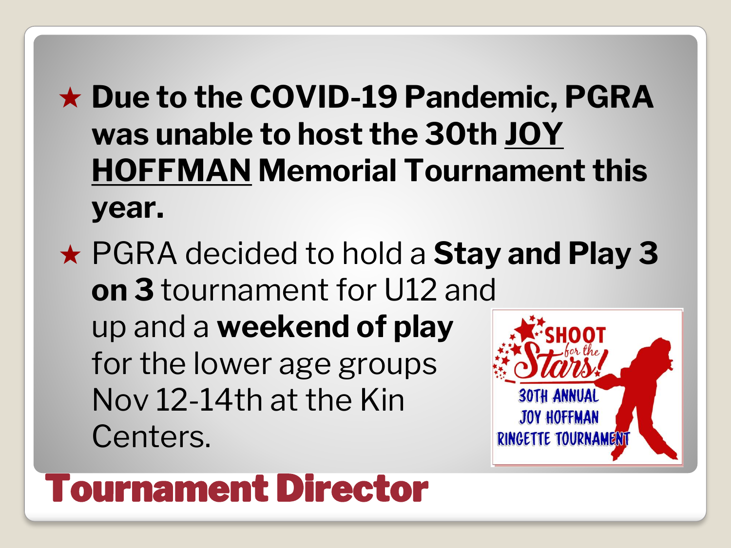- **Due to the COVID-19 Pandemic, PGRA was unable to host the 30th <u>JOY HOFFMAN</u> Memorial Tournament this year.**
- PGRA decided to hold a **Stay and Play 3 on 3** tournament for U12 and up and a **weekend of play** for the lower age groups Nov 12-14th at the Kin Centers.

SHOOT for the Stars! 30TH ANNUAL JOY HOFFMAN RINGETTE TOURNAMENT

# Tournament Director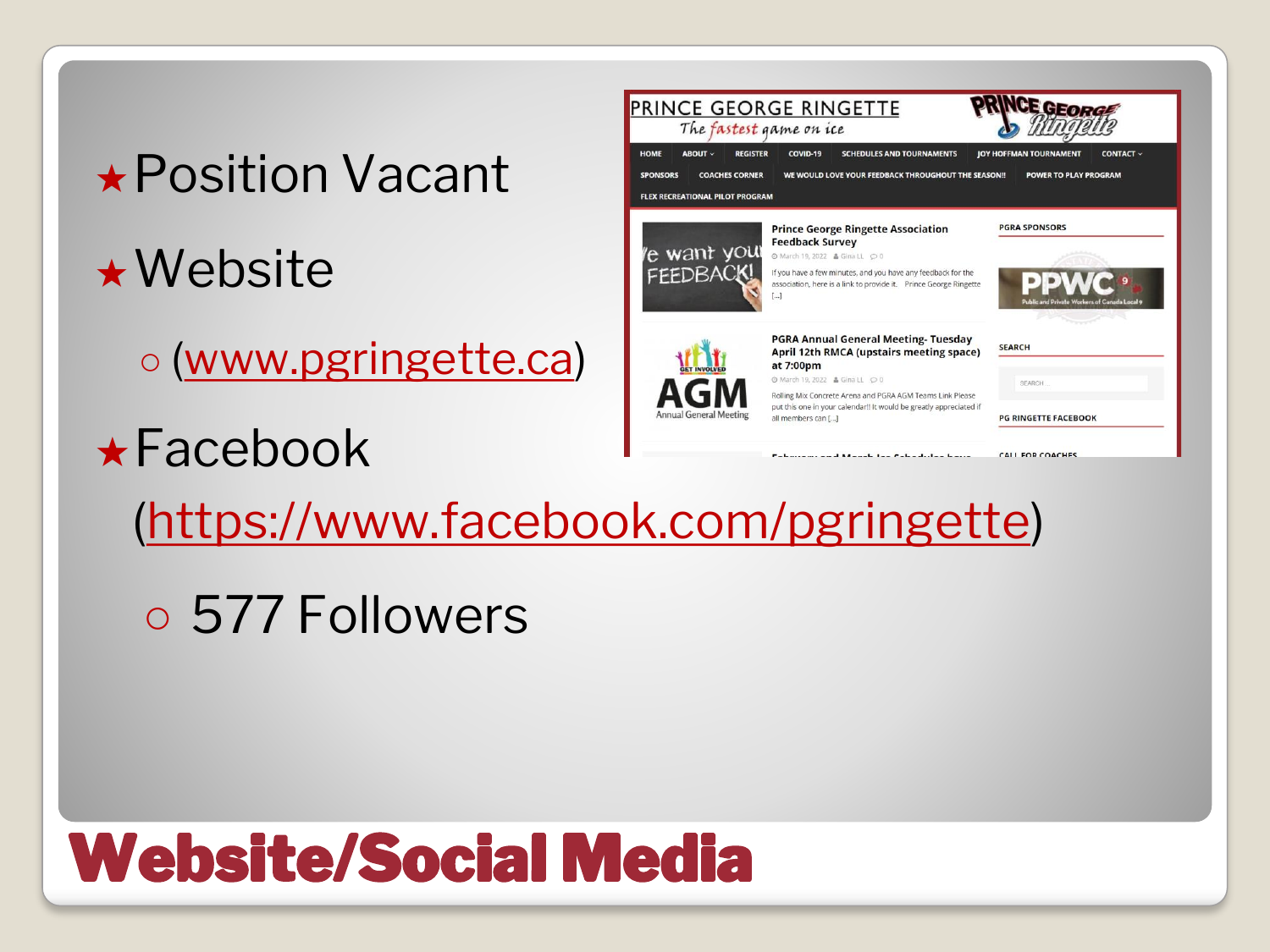# Website/Social Media

- Position Vacant
- Website
  - (www.pgringette.ca)
- Facebook (https://www.facebook.com/pgringette)
  - 577 Followers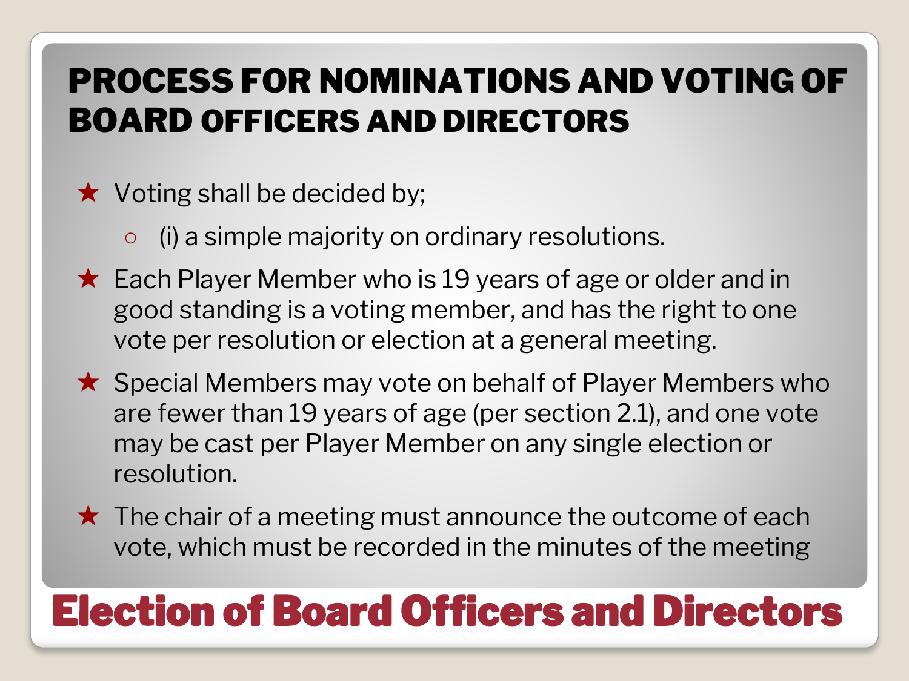## PROCESS FOR NOMINATIONS AND VOTING OF BOARD OFFICERS AND DIRECTORS

- Voting shall be decided by;
  - (i) a simple majority on ordinary resolutions.
- Each Player Member who is 19 years of age or older and in good standing is a voting member, and has the right to one vote per resolution or election at a general meeting.
- Special Members may vote on behalf of Player Members who are fewer than 19 years of age (per section 2.1), and one vote may be cast per Player Member on any single election or resolution.
- The chair of a meeting must announce the outcome of each vote, which must be recorded in the minutes of the meeting

# Election of Board Officers and Directors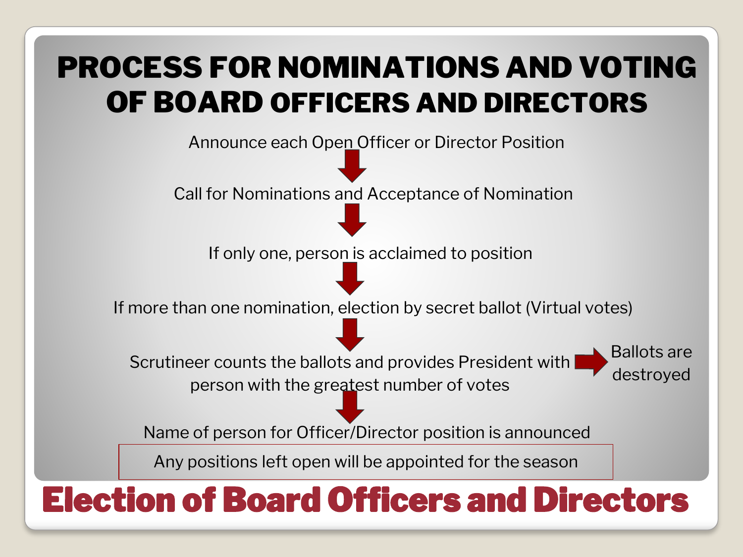# PROCESS FOR NOMINATIONS AND VOTING OF BOARD OFFICERS AND DIRECTORS

Announce each Open Officer or Director Position

↓

Call for Nominations and Acceptance of Nomination

↓

If only one, person is acclaimed to position

↓

If more than one nomination, election by secret ballot (Virtual votes)

↓

Scrutineer counts the ballots and provides President with person with the greatest number of votes → Ballots are destroyed

↓

Name of person for Officer/Director position is announced

Any positions left open will be appointed for the season

## Election of Board Officers and Directors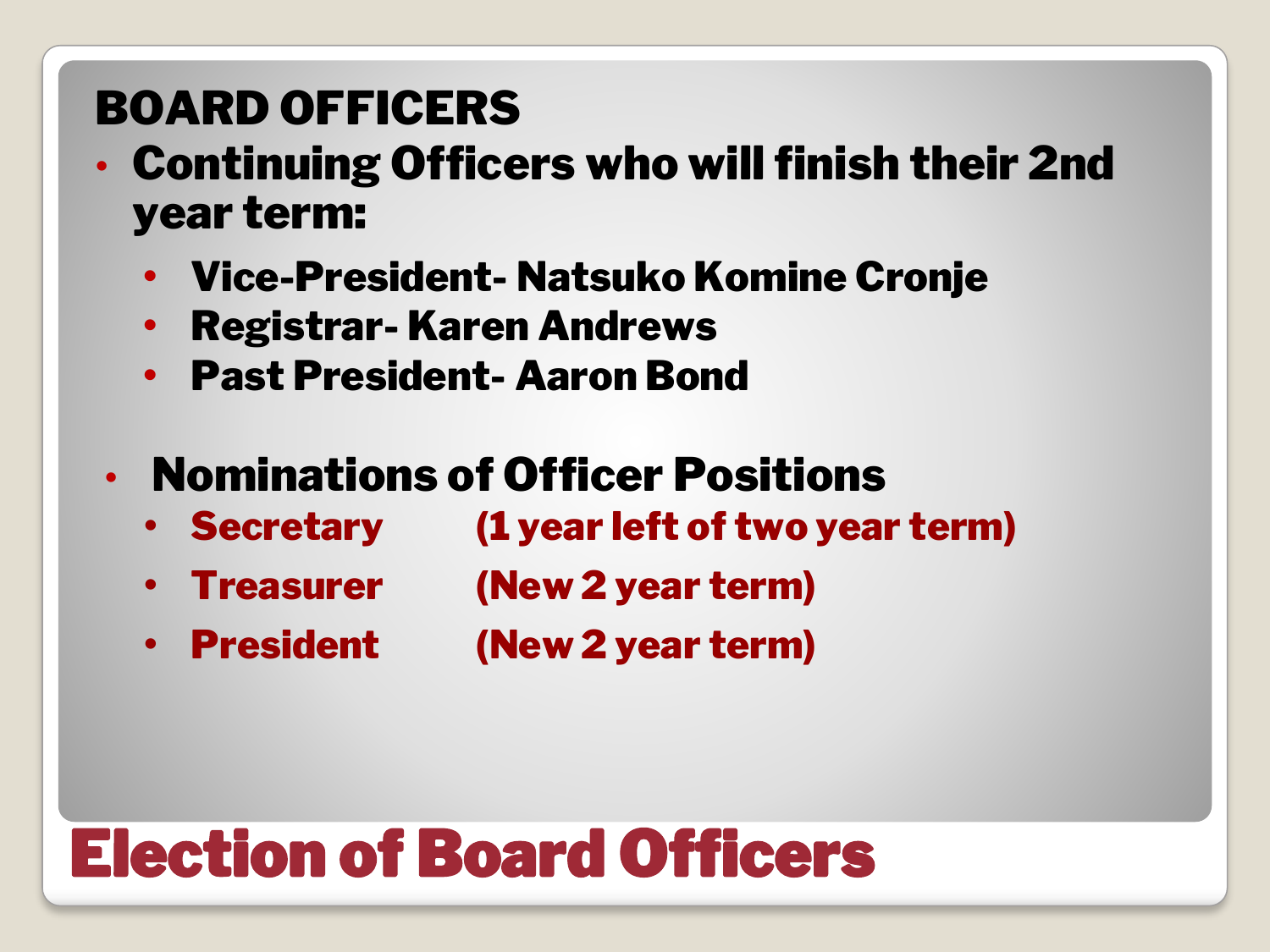# Election of Board Officers

**BOARD OFFICERS**

- **Continuing Officers who will finish their 2nd year term:**
  - **Vice-President- Natsuko Komine Cronje**
  - **Registrar- Karen Andrews**
  - **Past President- Aaron Bond**

- **Nominations of Officer Positions**
  - **Secretary (1 year left of two year term)**
  - **Treasurer (New 2 year term)**
  - **President (New 2 year term)**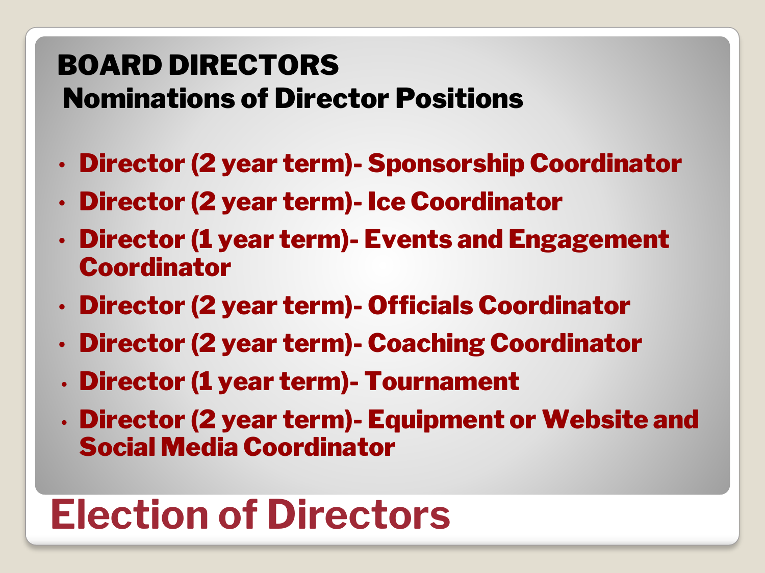# Election of Directors

## BOARD DIRECTORS

### Nominations of Director Positions

- **Director (2 year term)- Sponsorship Coordinator**
- **Director (2 year term)- Ice Coordinator**
- **Director (1 year term)- Events and Engagement Coordinator**
- **Director (2 year term)- Officials Coordinator**
- **Director (2 year term)- Coaching Coordinator**
- **Director (1 year term)- Tournament**
- **Director (2 year term)- Equipment or Website and Social Media Coordinator**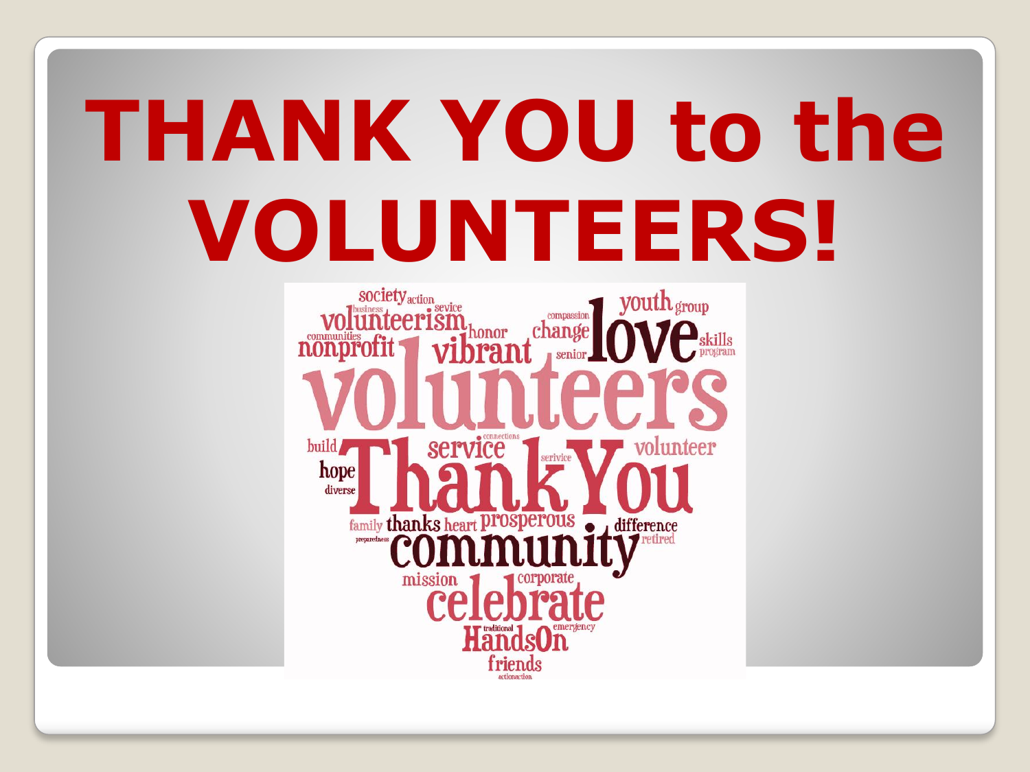# THANK YOU to the VOLUNTEERS!